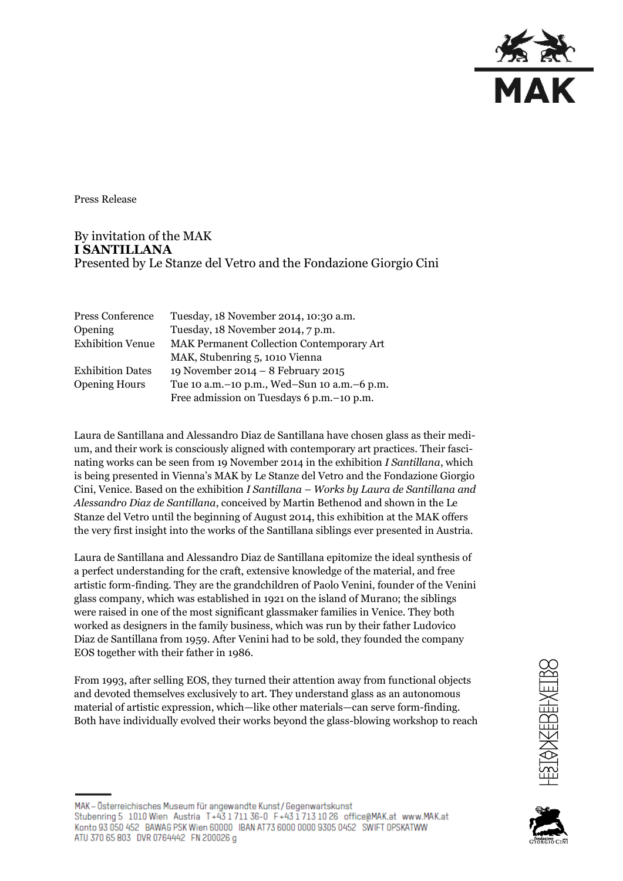Press Release

By invitation of the MAK
**I SANTILLANA**
Presented by Le Stanze del Vetro and the Fondazione Giorgio Cini

| | |
|---|---|
| Press Conference | Tuesday, 18 November 2014, 10:30 a.m. |
| Opening | Tuesday, 18 November 2014, 7 p.m. |
| Exhibition Venue | MAK Permanent Collection Contemporary Art<br>MAK, Stubenring 5, 1010 Vienna |
| Exhibition Dates | 19 November 2014 – 8 February 2015 |
| Opening Hours | Tue 10 a.m.–10 p.m., Wed–Sun 10 a.m.–6 p.m.<br>Free admission on Tuesdays 6 p.m.–10 p.m. |

Laura de Santillana and Alessandro Diaz de Santillana have chosen glass as their medium, and their work is consciously aligned with contemporary art practices. Their fascinating works can be seen from 19 November 2014 in the exhibition *I Santillana*, which is being presented in Vienna's MAK by Le Stanze del Vetro and the Fondazione Giorgio Cini, Venice. Based on the exhibition *I Santillana – Works by Laura de Santillana and Alessandro Diaz de Santillana*, conceived by Martin Bethenod and shown in the Le Stanze del Vetro until the beginning of August 2014, this exhibition at the MAK offers the very first insight into the works of the Santillana siblings ever presented in Austria.

Laura de Santillana and Alessandro Diaz de Santillana epitomize the ideal synthesis of a perfect understanding for the craft, extensive knowledge of the material, and free artistic form-finding. They are the grandchildren of Paolo Venini, founder of the Venini glass company, which was established in 1921 on the island of Murano; the siblings were raised in one of the most significant glassmaker families in Venice. They both worked as designers in the family business, which was run by their father Ludovico Diaz de Santillana from 1959. After Venini had to be sold, they founded the company EOS together with their father in 1986.

From 1993, after selling EOS, they turned their attention away from functional objects and devoted themselves exclusively to art. They understand glass as an autonomous material of artistic expression, which—like other materials—can serve form-finding. Both have individually evolved their works beyond the glass-blowing workshop to reach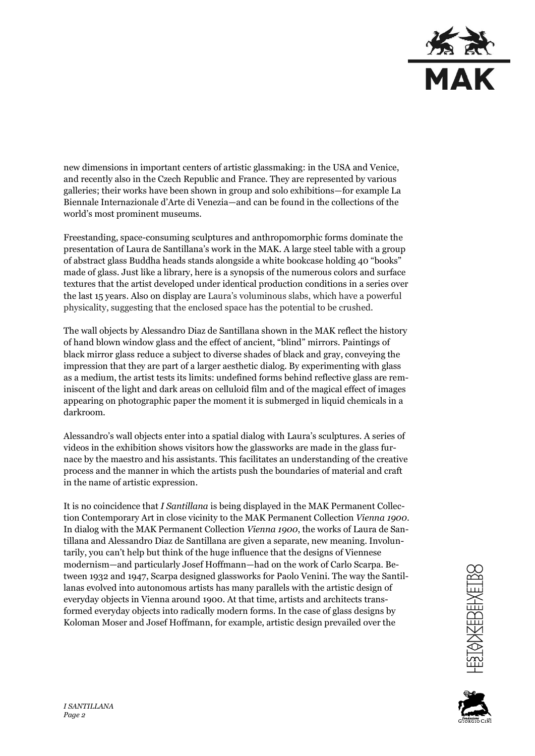new dimensions in important centers of artistic glassmaking: in the USA and Venice, and recently also in the Czech Republic and France. They are represented by various galleries; their works have been shown in group and solo exhibitions—for example La Biennale Internazionale d'Arte di Venezia—and can be found in the collections of the world's most prominent museums.

Freestanding, space-consuming sculptures and anthropomorphic forms dominate the presentation of Laura de Santillana's work in the MAK. A large steel table with a group of abstract glass Buddha heads stands alongside a white bookcase holding 40 "books" made of glass. Just like a library, here is a synopsis of the numerous colors and surface textures that the artist developed under identical production conditions in a series over the last 15 years. Also on display are Laura's voluminous slabs, which have a powerful physicality, suggesting that the enclosed space has the potential to be crushed.

The wall objects by Alessandro Diaz de Santillana shown in the MAK reflect the history of hand blown window glass and the effect of ancient, "blind" mirrors. Paintings of black mirror glass reduce a subject to diverse shades of black and gray, conveying the impression that they are part of a larger aesthetic dialog. By experimenting with glass as a medium, the artist tests its limits: undefined forms behind reflective glass are reminiscent of the light and dark areas on celluloid film and of the magical effect of images appearing on photographic paper the moment it is submerged in liquid chemicals in a darkroom.

Alessandro's wall objects enter into a spatial dialog with Laura's sculptures. A series of videos in the exhibition shows visitors how the glassworks are made in the glass furnace by the maestro and his assistants. This facilitates an understanding of the creative process and the manner in which the artists push the boundaries of material and craft in the name of artistic expression.

It is no coincidence that *I Santillana* is being displayed in the MAK Permanent Collection Contemporary Art in close vicinity to the MAK Permanent Collection *Vienna 1900*. In dialog with the MAK Permanent Collection *Vienna 1900*, the works of Laura de Santillana and Alessandro Diaz de Santillana are given a separate, new meaning. Involuntarily, you can't help but think of the huge influence that the designs of Viennese modernism—and particularly Josef Hoffmann—had on the work of Carlo Scarpa. Between 1932 and 1947, Scarpa designed glassworks for Paolo Venini. The way the Santillanas evolved into autonomous artists has many parallels with the artistic design of everyday objects in Vienna around 1900. At that time, artists and architects transformed everyday objects into radically modern forms. In the case of glass designs by Koloman Moser and Josef Hoffmann, for example, artistic design prevailed over the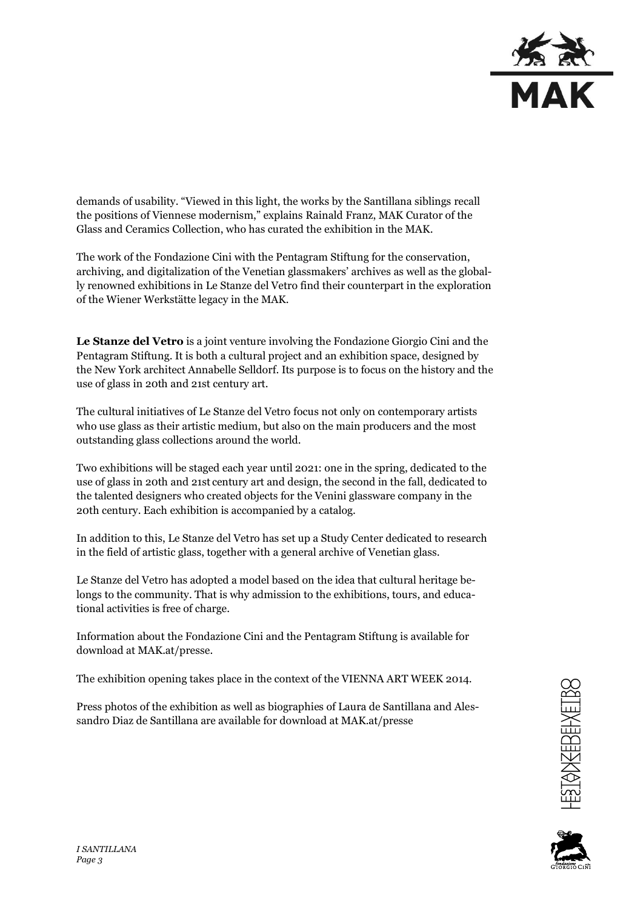demands of usability. "Viewed in this light, the works by the Santillana siblings recall the positions of Viennese modernism," explains Rainald Franz, MAK Curator of the Glass and Ceramics Collection, who has curated the exhibition in the MAK.

The work of the Fondazione Cini with the Pentagram Stiftung for the conservation, archiving, and digitalization of the Venetian glassmakers' archives as well as the globally renowned exhibitions in Le Stanze del Vetro find their counterpart in the exploration of the Wiener Werkstätte legacy in the MAK.

**Le Stanze del Vetro** is a joint venture involving the Fondazione Giorgio Cini and the Pentagram Stiftung. It is both a cultural project and an exhibition space, designed by the New York architect Annabelle Selldorf. Its purpose is to focus on the history and the use of glass in 20th and 21st century art.

The cultural initiatives of Le Stanze del Vetro focus not only on contemporary artists who use glass as their artistic medium, but also on the main producers and the most outstanding glass collections around the world.

Two exhibitions will be staged each year until 2021: one in the spring, dedicated to the use of glass in 20th and 21st century art and design, the second in the fall, dedicated to the talented designers who created objects for the Venini glassware company in the 20th century. Each exhibition is accompanied by a catalog.

In addition to this, Le Stanze del Vetro has set up a Study Center dedicated to research in the field of artistic glass, together with a general archive of Venetian glass.

Le Stanze del Vetro has adopted a model based on the idea that cultural heritage belongs to the community. That is why admission to the exhibitions, tours, and educational activities is free of charge.

Information about the Fondazione Cini and the Pentagram Stiftung is available for download at MAK.at/presse.

The exhibition opening takes place in the context of the VIENNA ART WEEK 2014.

Press photos of the exhibition as well as biographies of Laura de Santillana and Alessandro Diaz de Santillana are available for download at MAK.at/presse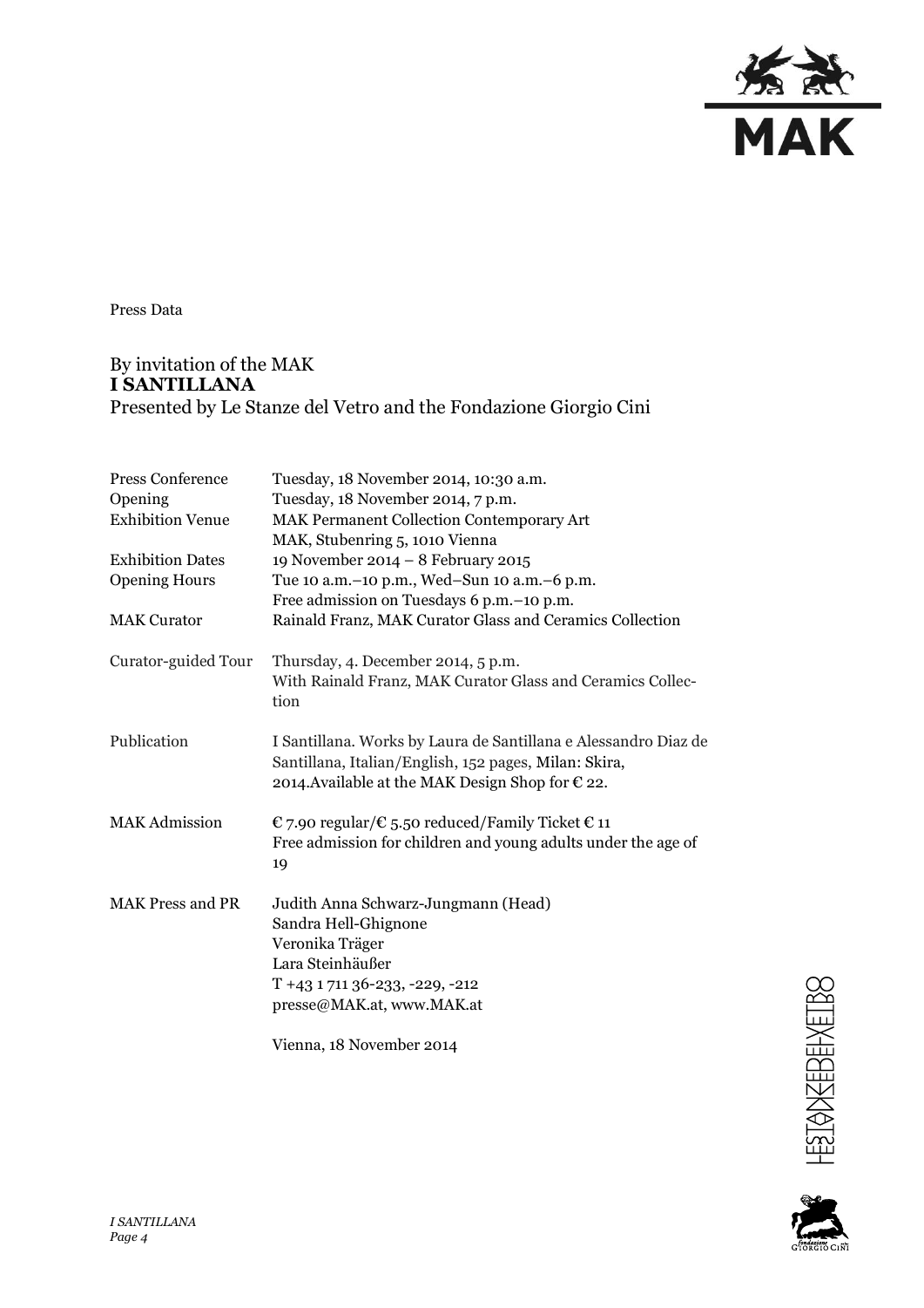Press Data

## By invitation of the MAK
## **I SANTILLANA**
Presented by Le Stanze del Vetro and the Fondazione Giorgio Cini

| | |
|---|---|
| Press Conference | Tuesday, 18 November 2014, 10:30 a.m. |
| Opening | Tuesday, 18 November 2014, 7 p.m. |
| Exhibition Venue | MAK Permanent Collection Contemporary Art<br>MAK, Stubenring 5, 1010 Vienna |
| Exhibition Dates | 19 November 2014 – 8 February 2015 |
| Opening Hours | Tue 10 a.m.–10 p.m., Wed–Sun 10 a.m.–6 p.m.<br>Free admission on Tuesdays 6 p.m.–10 p.m. |
| MAK Curator | Rainald Franz, MAK Curator Glass and Ceramics Collection |
| Curator-guided Tour | Thursday, 4. December 2014, 5 p.m.<br>With Rainald Franz, MAK Curator Glass and Ceramics Collection |
| Publication | I Santillana. Works by Laura de Santillana e Alessandro Diaz de Santillana, Italian/English, 152 pages, Milan: Skira, 2014.Available at the MAK Design Shop for € 22. |
| MAK Admission | € 7.90 regular/€ 5.50 reduced/Family Ticket € 11<br>Free admission for children and young adults under the age of 19 |
| MAK Press and PR | Judith Anna Schwarz-Jungmann (Head)<br>Sandra Hell-Ghignone<br>Veronika Träger<br>Lara Steinhäußer<br>T +43 1 711 36-233, -229, -212<br>presse@MAK.at, www.MAK.at |

Vienna, 18 November 2014